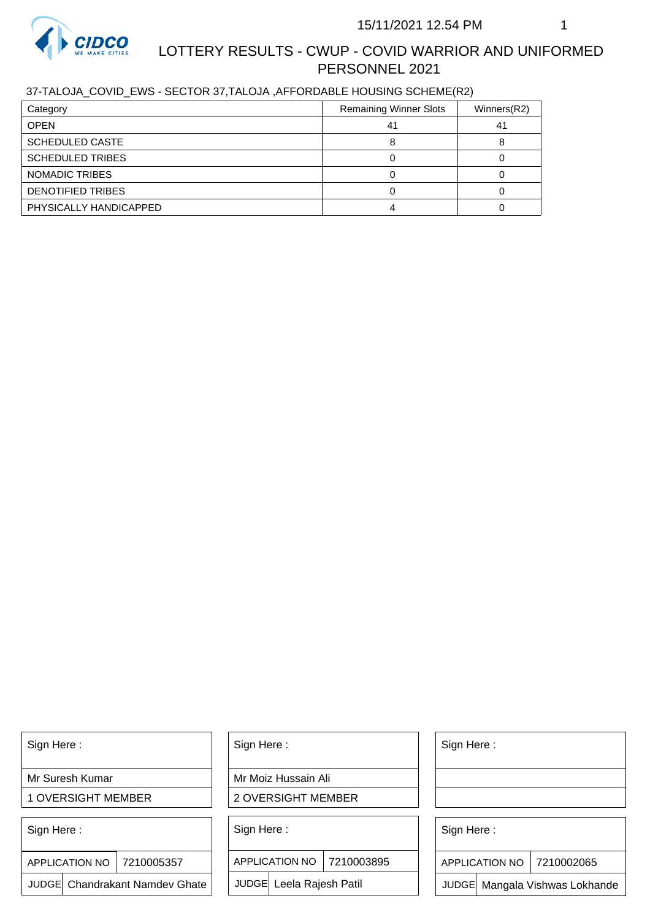# LOTTERY RESULTS - CWUP - COVID WARRIOR AND UNIFORMED PERSONNEL 2021

15/11/2021 12.54 PM

37-TALOJA_COVID_EWS - SECTOR 37,TALOJA ,AFFORDABLE HOUSING SCHEME(R2)

| Category | Remaining Winner Slots | Winners(R2) |
|---|---|---|
| OPEN | 41 | 41 |
| SCHEDULED CASTE | 8 | 8 |
| SCHEDULED TRIBES | 0 | 0 |
| NOMADIC TRIBES | 0 | 0 |
| DENOTIFIED TRIBES | 0 | 0 |
| PHYSICALLY HANDICAPPED | 4 | 0 |

| Sign Here : |
|---|
| Mr Suresh Kumar |
| 1 OVERSIGHT MEMBER |

| Sign Here : |
|---|
| Mr Moiz Hussain Ali |
| 2 OVERSIGHT MEMBER |

| Sign Here : |
|---|
| |
| |

| Sign Here : | |
|---|---|
| APPLICATION NO | 7210005357 |
| JUDGE | Chandrakant Namdev Ghate |

| Sign Here : | |
|---|---|
| APPLICATION NO | 7210003895 |
| JUDGE | Leela Rajesh Patil |

| Sign Here : | |
|---|---|
| APPLICATION NO | 7210002065 |
| JUDGE | Mangala Vishwas Lokhande |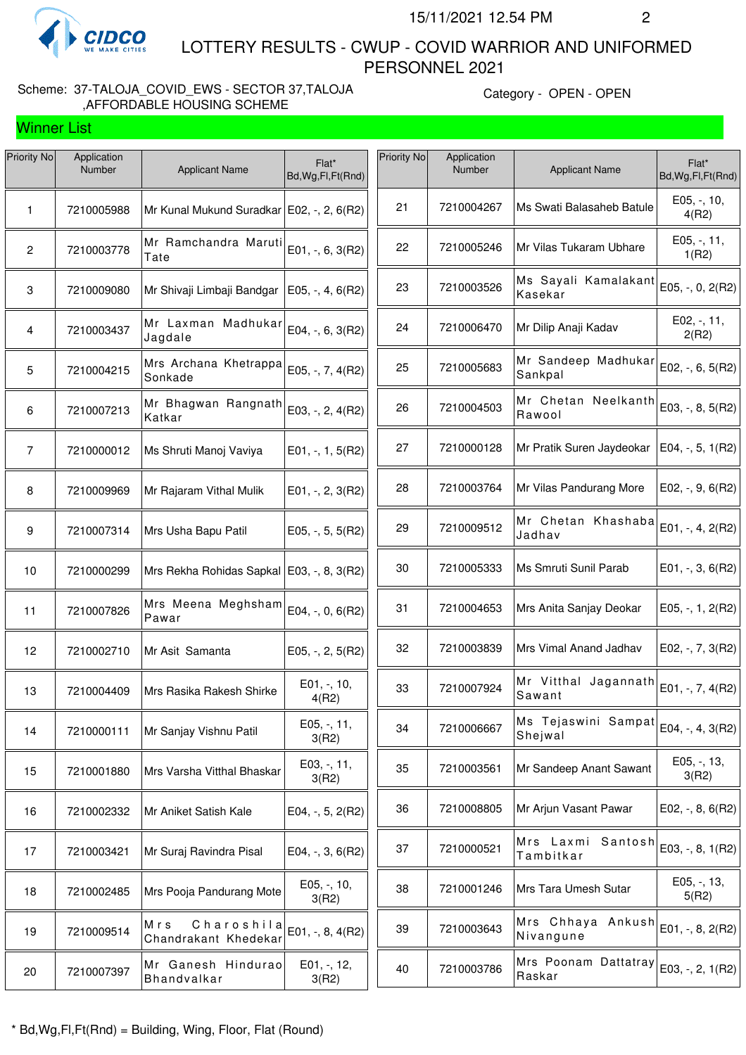15/11/2021 12.54 PM

# LOTTERY RESULTS - CWUP - COVID WARRIOR AND UNIFORMED PERSONNEL 2021

Scheme: 37-TALOJA_COVID_EWS - SECTOR 37,TALOJA ,AFFORDABLE HOUSING SCHEME

Category - OPEN - OPEN

## Winner List

| Priority No | Application Number | Applicant Name | Flat* Bd,Wg,Fl,Ft(Rnd) |
|---|---|---|---|
| 1 | 7210005988 | Mr Kunal Mukund Suradkar | E02, -, 2, 6(R2) |
| 2 | 7210003778 | Mr Ramchandra Maruti Tate | E01, -, 6, 3(R2) |
| 3 | 7210009080 | Mr Shivaji Limbaji Bandgar | E05, -, 4, 6(R2) |
| 4 | 7210003437 | Mr Laxman Madhukar Jagdale | E04, -, 6, 3(R2) |
| 5 | 7210004215 | Mrs Archana Khetrappa Sonkade | E05, -, 7, 4(R2) |
| 6 | 7210007213 | Mr Bhagwan Rangnath Katkar | E03, -, 2, 4(R2) |
| 7 | 7210000012 | Ms Shruti Manoj Vaviya | E01, -, 1, 5(R2) |
| 8 | 7210009969 | Mr Rajaram Vithal Mulik | E01, -, 2, 3(R2) |
| 9 | 7210007314 | Mrs Usha Bapu Patil | E05, -, 5, 5(R2) |
| 10 | 7210000299 | Mrs Rekha Rohidas Sapkal | E03, -, 8, 3(R2) |
| 11 | 7210007826 | Mrs Meena Meghsham Pawar | E04, -, 0, 6(R2) |
| 12 | 7210002710 | Mr Asit Samanta | E05, -, 2, 5(R2) |
| 13 | 7210004409 | Mrs Rasika Rakesh Shirke | E01, -, 10, 4(R2) |
| 14 | 7210000111 | Mr Sanjay Vishnu Patil | E05, -, 11, 3(R2) |
| 15 | 7210001880 | Mrs Varsha Vitthal Bhaskar | E03, -, 11, 3(R2) |
| 16 | 7210002332 | Mr Aniket Satish Kale | E04, -, 5, 2(R2) |
| 17 | 7210003421 | Mr Suraj Ravindra Pisal | E04, -, 3, 6(R2) |
| 18 | 7210002485 | Mrs Pooja Pandurang Mote | E05, -, 10, 3(R2) |
| 19 | 7210009514 | Mrs Charoshila Chandrakant Khedekar | E01, -, 8, 4(R2) |
| 20 | 7210007397 | Mr Ganesh Hindurao Bhandvalkar | E01, -, 12, 3(R2) |
| 21 | 7210004267 | Ms Swati Balasaheb Batule | E05, -, 10, 4(R2) |
| 22 | 7210005246 | Mr Vilas Tukaram Ubhare | E05, -, 11, 1(R2) |
| 23 | 7210003526 | Ms Sayali Kamalakant Kasekar | E05, -, 0, 2(R2) |
| 24 | 7210006470 | Mr Dilip Anaji Kadav | E02, -, 11, 2(R2) |
| 25 | 7210005683 | Mr Sandeep Madhukar Sankpal | E02, -, 6, 5(R2) |
| 26 | 7210004503 | Mr Chetan Neelkanth Rawool | E03, -, 8, 5(R2) |
| 27 | 7210000128 | Mr Pratik Suren Jaydeokar | E04, -, 5, 1(R2) |
| 28 | 7210003764 | Mr Vilas Pandurang More | E02, -, 9, 6(R2) |
| 29 | 7210009512 | Mr Chetan Khashaba Jadhav | E01, -, 4, 2(R2) |
| 30 | 7210005333 | Ms Smruti Sunil Parab | E01, -, 3, 6(R2) |
| 31 | 7210004653 | Mrs Anita Sanjay Deokar | E05, -, 1, 2(R2) |
| 32 | 7210003839 | Mrs Vimal Anand Jadhav | E02, -, 7, 3(R2) |
| 33 | 7210007924 | Mr Vitthal Jagannath Sawant | E01, -, 7, 4(R2) |
| 34 | 7210006667 | Ms Tejaswini Sampat Shejwal | E04, -, 4, 3(R2) |
| 35 | 7210003561 | Mr Sandeep Anant Sawant | E05, -, 13, 3(R2) |
| 36 | 7210008805 | Mr Arjun Vasant Pawar | E02, -, 8, 6(R2) |
| 37 | 7210000521 | Mrs Laxmi Santosh Tambitkar | E03, -, 8, 1(R2) |
| 38 | 7210001246 | Mrs Tara Umesh Sutar | E05, -, 13, 5(R2) |
| 39 | 7210003643 | Mrs Chhaya Ankush Nivangune | E01, -, 8, 2(R2) |
| 40 | 7210003786 | Mrs Poonam Dattatray Raskar | E03, -, 2, 1(R2) |

* Bd,Wg,Fl,Ft(Rnd) = Building, Wing, Floor, Flat (Round)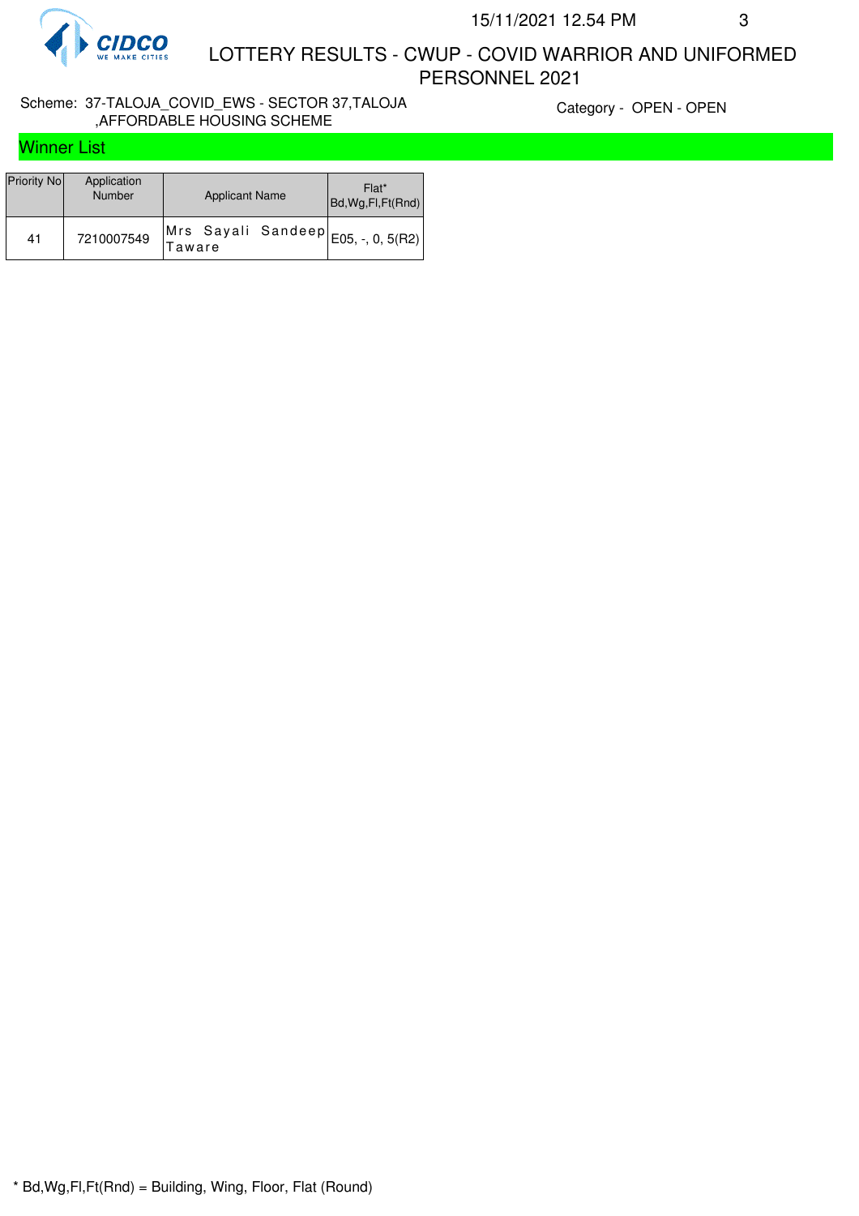# LOTTERY RESULTS - CWUP - COVID WARRIOR AND UNIFORMED PERSONNEL 2021

Scheme: 37-TALOJA_COVID_EWS - SECTOR 37,TALOJA ,AFFORDABLE HOUSING SCHEME

Category - OPEN - OPEN

## Winner List

| Priority No | Application Number | Applicant Name | Flat* Bd,Wg,Fl,Ft(Rnd) |
|---|---|---|---|
| 41 | 7210007549 | Mrs Sayali Sandeep Taware | E05, -, 0, 5(R2) |

* Bd,Wg,Fl,Ft(Rnd) = Building, Wing, Floor, Flat (Round)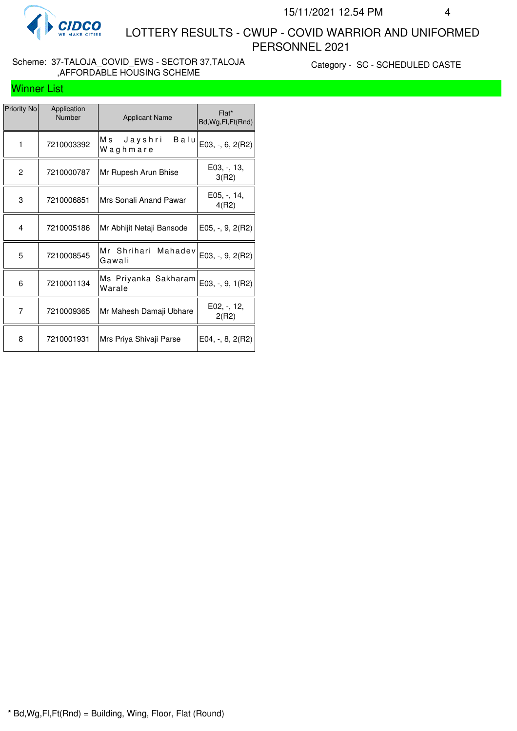15/11/2021 12.54 PM

LOTTERY RESULTS - CWUP - COVID WARRIOR AND UNIFORMED PERSONNEL 2021

Scheme: 37-TALOJA_COVID_EWS - SECTOR 37,TALOJA ,AFFORDABLE HOUSING SCHEME

Category - SC - SCHEDULED CASTE

## Winner List

| Priority No | Application Number | Applicant Name | Flat* Bd,Wg,Fl,Ft(Rnd) |
|---|---|---|---|
| 1 | 7210003392 | Ms Jayshri Balu Waghmare | E03, -, 6, 2(R2) |
| 2 | 7210000787 | Mr Rupesh Arun Bhise | E03, -, 13, 3(R2) |
| 3 | 7210006851 | Mrs Sonali Anand Pawar | E05, -, 14, 4(R2) |
| 4 | 7210005186 | Mr Abhijit Netaji Bansode | E05, -, 9, 2(R2) |
| 5 | 7210008545 | Mr Shrihari Mahadev Gawali | E03, -, 9, 2(R2) |
| 6 | 7210001134 | Ms Priyanka Sakharam Warale | E03, -, 9, 1(R2) |
| 7 | 7210009365 | Mr Mahesh Damaji Ubhare | E02, -, 12, 2(R2) |
| 8 | 7210001931 | Mrs Priya Shivaji Parse | E04, -, 8, 2(R2) |

* Bd,Wg,Fl,Ft(Rnd) = Building, Wing, Floor, Flat (Round)